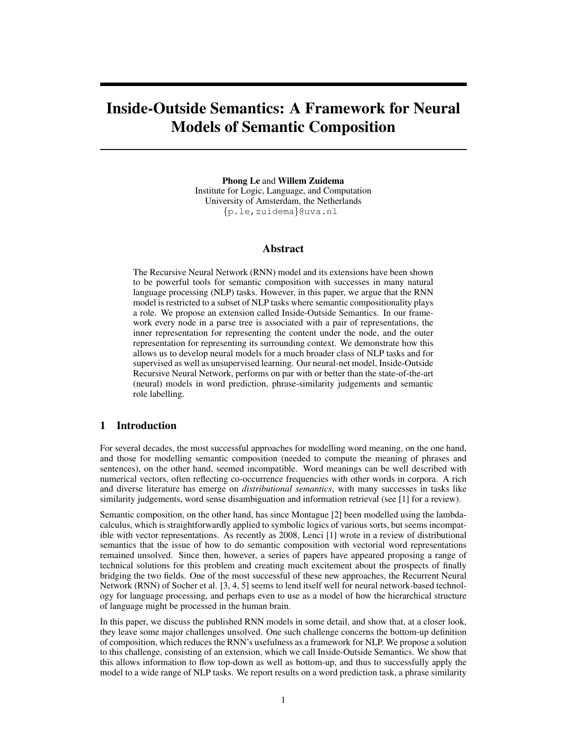# Inside-Outside Semantics: A Framework for Neural Models of Semantic Composition

**Phong Le** and **Willem Zuidema**
Institute for Logic, Language, and Computation
University of Amsterdam, the Netherlands
{p.le,zuidema}@uva.nl

## Abstract

The Recursive Neural Network (RNN) model and its extensions have been shown to be powerful tools for semantic composition with successes in many natural language processing (NLP) tasks. However, in this paper, we argue that the RNN model is restricted to a subset of NLP tasks where semantic compositionality plays a role. We propose an extension called Inside-Outside Semantics. In our framework every node in a parse tree is associated with a pair of representations, the inner representation for representing the content under the node, and the outer representation for representing its surrounding context. We demonstrate how this allows us to develop neural models for a much broader class of NLP tasks and for supervised as well as unsupervised learning. Our neural-net model, Inside-Outside Recursive Neural Network, performs on par with or better than the state-of-the-art (neural) models in word prediction, phrase-similarity judgements and semantic role labelling.

## 1 Introduction

For several decades, the most successful approaches for modelling word meaning, on the one hand, and those for modelling semantic composition (needed to compute the meaning of phrases and sentences), on the other hand, seemed incompatible. Word meanings can be well described with numerical vectors, often reflecting co-occurrence frequencies with other words in corpora. A rich and diverse literature has emerge on *distributional semantics*, with many successes in tasks like similarity judgements, word sense disambiguation and information retrieval (see [1] for a review).

Semantic composition, on the other hand, has since Montague [2] been modelled using the lambda-calculus, which is straightforwardly applied to symbolic logics of various sorts, but seems incompatible with vector representations. As recently as 2008, Lenci [1] wrote in a review of distributional semantics that the issue of how to do semantic composition with vectorial word representations remained unsolved. Since then, however, a series of papers have appeared proposing a range of technical solutions for this problem and creating much excitement about the prospects of finally bridging the two fields. One of the most successful of these new approaches, the Recurrent Neural Network (RNN) of Socher et al. [3, 4, 5] seems to lend itself well for neural network-based technology for language processing, and perhaps even to use as a model of how the hierarchical structure of language might be processed in the human brain.

In this paper, we discuss the published RNN models in some detail, and show that, at a closer look, they leave some major challenges unsolved. One such challenge concerns the bottom-up definition of composition, which reduces the RNN's usefulness as a framework for NLP. We propose a solution to this challenge, consisting of an extension, which we call Inside-Outside Semantics. We show that this allows information to flow top-down as well as bottom-up, and thus to successfully apply the model to a wide range of NLP tasks. We report results on a word prediction task, a phrase similarity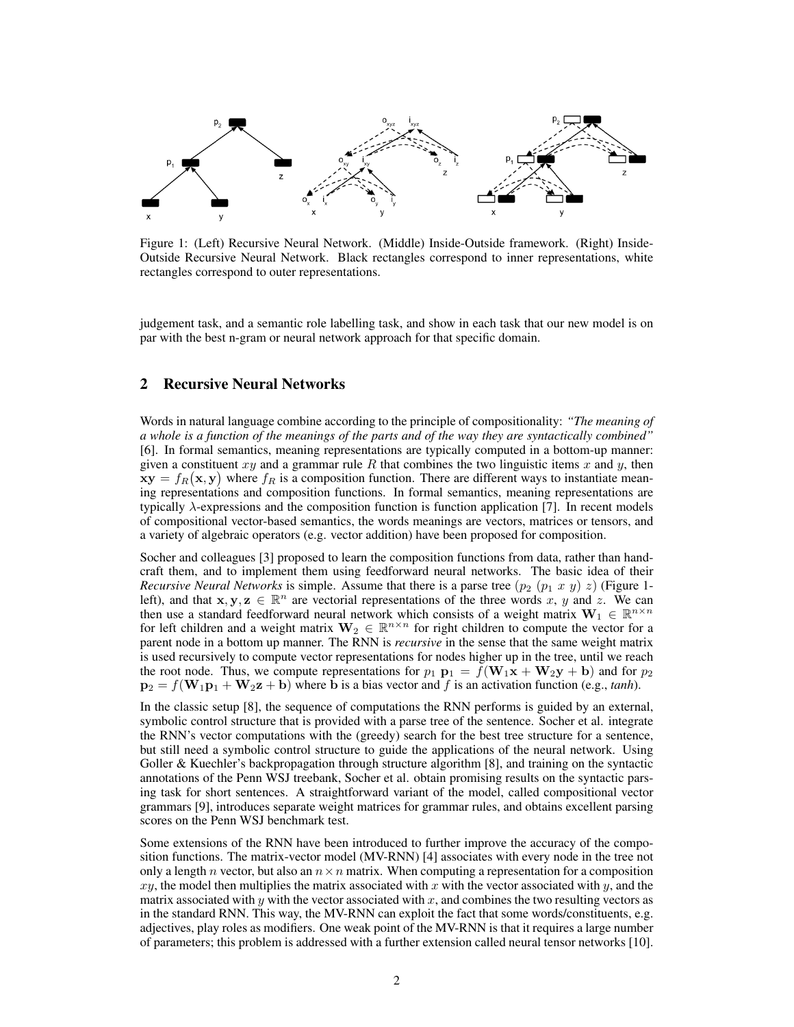Figure 1: (Left) Recursive Neural Network. (Middle) Inside-Outside framework. (Right) Inside-Outside Recursive Neural Network. Black rectangles correspond to inner representations, white rectangles correspond to outer representations.

judgement task, and a semantic role labelling task, and show in each task that our new model is on par with the best n-gram or neural network approach for that specific domain.

## 2 Recursive Neural Networks

Words in natural language combine according to the principle of compositionality: *"The meaning of a whole is a function of the meanings of the parts and of the way they are syntactically combined"* [6]. In formal semantics, meaning representations are typically computed in a bottom-up manner: given a constituent $xy$ and a grammar rule $R$ that combines the two linguistic items $x$ and $y$, then $\mathbf{xy} = f_R(\mathbf{x}, \mathbf{y})$ where $f_R$ is a composition function. There are different ways to instantiate meaning representations and composition functions. In formal semantics, meaning representations are typically $\lambda$-expressions and the composition function is function application [7]. In recent models of compositional vector-based semantics, the words meanings are vectors, matrices or tensors, and a variety of algebraic operators (e.g. vector addition) have been proposed for composition.

Socher and colleagues [3] proposed to learn the composition functions from data, rather than handcraft them, and to implement them using feedforward neural networks. The basic idea of their *Recursive Neural Networks* is simple. Assume that there is a parse tree $(p_2\ (p_1\ x\ y)\ z)$ (Figure 1-left), and that $\mathbf{x}, \mathbf{y}, \mathbf{z} \in \mathbb{R}^n$ are vectorial representations of the three words $x$, $y$ and $z$. We can then use a standard feedforward neural network which consists of a weight matrix $\mathbf{W}_1 \in \mathbb{R}^{n \times n}$ for left children and a weight matrix $\mathbf{W}_2 \in \mathbb{R}^{n \times n}$ for right children to compute the vector for a parent node in a bottom up manner. The RNN is *recursive* in the sense that the same weight matrix is used recursively to compute vector representations for nodes higher up in the tree, until we reach the root node. Thus, we compute representations for $p_1$ $\mathbf{p}_1 = f(\mathbf{W}_1\mathbf{x} + \mathbf{W}_2\mathbf{y} + \mathbf{b})$ and for $p_2$ $\mathbf{p}_2 = f(\mathbf{W}_1\mathbf{p}_1 + \mathbf{W}_2\mathbf{z} + \mathbf{b})$ where $\mathbf{b}$ is a bias vector and $f$ is an activation function (e.g., *tanh*).

In the classic setup [8], the sequence of computations the RNN performs is guided by an external, symbolic control structure that is provided with a parse tree of the sentence. Socher et al. integrate the RNN's vector computations with the (greedy) search for the best tree structure for a sentence, but still need a symbolic control structure to guide the applications of the neural network. Using Goller & Kuechler's backpropagation through structure algorithm [8], and training on the syntactic annotations of the Penn WSJ treebank, Socher et al. obtain promising results on the syntactic parsing task for short sentences. A straightforward variant of the model, called compositional vector grammars [9], introduces separate weight matrices for grammar rules, and obtains excellent parsing scores on the Penn WSJ benchmark test.

Some extensions of the RNN have been introduced to further improve the accuracy of the composition functions. The matrix-vector model (MV-RNN) [4] associates with every node in the tree not only a length $n$ vector, but also an $n \times n$ matrix. When computing a representation for a composition $xy$, the model then multiplies the matrix associated with $x$ with the vector associated with $y$, and the matrix associated with $y$ with the vector associated with $x$, and combines the two resulting vectors as in the standard RNN. This way, the MV-RNN can exploit the fact that some words/constituents, e.g. adjectives, play roles as modifiers. One weak point of the MV-RNN is that it requires a large number of parameters; this problem is addressed with a further extension called neural tensor networks [10].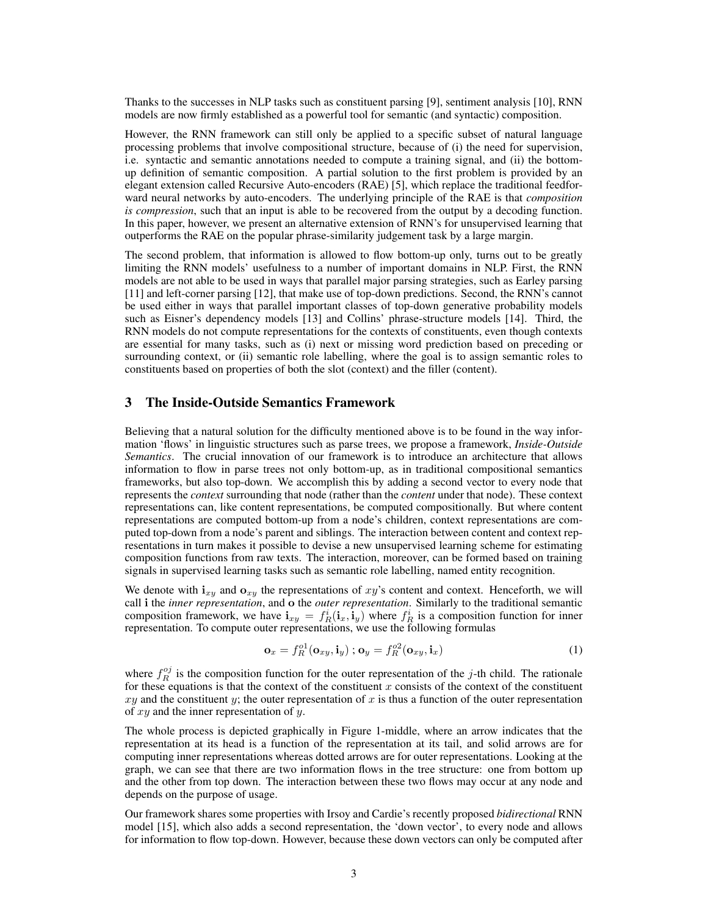Thanks to the successes in NLP tasks such as constituent parsing [9], sentiment analysis [10], RNN models are now firmly established as a powerful tool for semantic (and syntactic) composition.

However, the RNN framework can still only be applied to a specific subset of natural language processing problems that involve compositional structure, because of (i) the need for supervision, i.e. syntactic and semantic annotations needed to compute a training signal, and (ii) the bottom-up definition of semantic composition. A partial solution to the first problem is provided by an elegant extension called Recursive Auto-encoders (RAE) [5], which replace the traditional feedforward neural networks by auto-encoders. The underlying principle of the RAE is that *composition is compression*, such that an input is able to be recovered from the output by a decoding function. In this paper, however, we present an alternative extension of RNN's for unsupervised learning that outperforms the RAE on the popular phrase-similarity judgement task by a large margin.

The second problem, that information is allowed to flow bottom-up only, turns out to be greatly limiting the RNN models' usefulness to a number of important domains in NLP. First, the RNN models are not able to be used in ways that parallel major parsing strategies, such as Earley parsing [11] and left-corner parsing [12], that make use of top-down predictions. Second, the RNN's cannot be used either in ways that parallel important classes of top-down generative probability models such as Eisner's dependency models [13] and Collins' phrase-structure models [14]. Third, the RNN models do not compute representations for the contexts of constituents, even though contexts are essential for many tasks, such as (i) next or missing word prediction based on preceding or surrounding context, or (ii) semantic role labelling, where the goal is to assign semantic roles to constituents based on properties of both the slot (context) and the filler (content).

## 3 The Inside-Outside Semantics Framework

Believing that a natural solution for the difficulty mentioned above is to be found in the way information 'flows' in linguistic structures such as parse trees, we propose a framework, *Inside-Outside Semantics*. The crucial innovation of our framework is to introduce an architecture that allows information to flow in parse trees not only bottom-up, as in traditional compositional semantics frameworks, but also top-down. We accomplish this by adding a second vector to every node that represents the *context* surrounding that node (rather than the *content* under that node). These context representations can, like content representations, be computed compositionally. But where content representations are computed bottom-up from a node's children, context representations are computed top-down from a node's parent and siblings. The interaction between content and context representations in turn makes it possible to devise a new unsupervised learning scheme for estimating composition functions from raw texts. The interaction, moreover, can be formed based on training signals in supervised learning tasks such as semantic role labelling, named entity recognition.

We denote with $\mathbf{i}_{xy}$ and $\mathbf{o}_{xy}$ the representations of $xy$'s content and context. Henceforth, we will call $\mathbf{i}$ the *inner representation*, and $\mathbf{o}$ the *outer representation*. Similarly to the traditional semantic composition framework, we have $\mathbf{i}_{xy} = f_R^i(\mathbf{i}_x, \mathbf{i}_y)$ where $f_R^i$ is a composition function for inner representation. To compute outer representations, we use the following formulas

$$\mathbf{o}_x = f_R^{o1}(\mathbf{o}_{xy}, \mathbf{i}_y) \,;\, \mathbf{o}_y = f_R^{o2}(\mathbf{o}_{xy}, \mathbf{i}_x) \tag{1}$$

where $f_R^{oj}$ is the composition function for the outer representation of the $j$-th child. The rationale for these equations is that the context of the constituent $x$ consists of the context of the constituent $xy$ and the constituent $y$; the outer representation of $x$ is thus a function of the outer representation of $xy$ and the inner representation of $y$.

The whole process is depicted graphically in Figure 1-middle, where an arrow indicates that the representation at its head is a function of the representation at its tail, and solid arrows are for computing inner representations whereas dotted arrows are for outer representations. Looking at the graph, we can see that there are two information flows in the tree structure: one from bottom up and the other from top down. The interaction between these two flows may occur at any node and depends on the purpose of usage.

Our framework shares some properties with Irsoy and Cardie's recently proposed *bidirectional* RNN model [15], which also adds a second representation, the 'down vector', to every node and allows for information to flow top-down. However, because these down vectors can only be computed after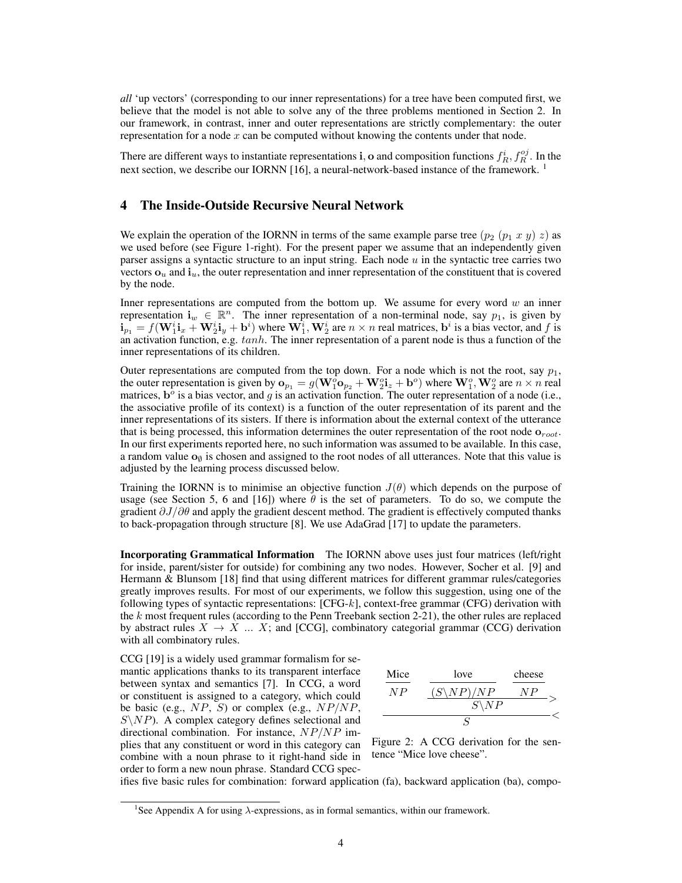*all* 'up vectors' (corresponding to our inner representations) for a tree have been computed first, we believe that the model is not able to solve any of the three problems mentioned in Section 2. In our framework, in contrast, inner and outer representations are strictly complementary: the outer representation for a node $x$ can be computed without knowing the contents under that node.

There are different ways to instantiate representations $\mathbf{i}$, $\mathbf{o}$ and composition functions $f_R^i, f_R^{oj}$. In the next section, we describe our IORNN [16], a neural-network-based instance of the framework. [1]

## 4 The Inside-Outside Recursive Neural Network

We explain the operation of the IORNN in terms of the same example parse tree ($p_2$ ($p_1$ $x$ $y$) $z$) as we used before (see Figure 1-right). For the present paper we assume that an independently given parser assigns a syntactic structure to an input string. Each node $u$ in the syntactic tree carries two vectors $\mathbf{o}_u$ and $\mathbf{i}_u$, the outer representation and inner representation of the constituent that is covered by the node.

Inner representations are computed from the bottom up. We assume for every word $w$ an inner representation $\mathbf{i}_w \in \mathbb{R}^n$. The inner representation of a non-terminal node, say $p_1$, is given by $\mathbf{i}_{p_1} = f(\mathbf{W}_1^i \mathbf{i}_x + \mathbf{W}_2^i \mathbf{i}_y + \mathbf{b}^i)$ where $\mathbf{W}_1^i, \mathbf{W}_2^i$ are $n \times n$ real matrices, $\mathbf{b}^i$ is a bias vector, and $f$ is an activation function, e.g. $tanh$. The inner representation of a parent node is thus a function of the inner representations of its children.

Outer representations are computed from the top down. For a node which is not the root, say $p_1$, the outer representation is given by $\mathbf{o}_{p_1} = g(\mathbf{W}_1^o \mathbf{o}_{p_2} + \mathbf{W}_2^o \mathbf{i}_z + \mathbf{b}^o)$ where $\mathbf{W}_1^o, \mathbf{W}_2^o$ are $n \times n$ real matrices, $\mathbf{b}^o$ is a bias vector, and $g$ is an activation function. The outer representation of a node (i.e., the associative profile of its context) is a function of the outer representation of its parent and the inner representations of its sisters. If there is information about the external context of the utterance that is being processed, this information determines the outer representation of the root node $\mathbf{o}_{root}$. In our first experiments reported here, no such information was assumed to be available. In this case, a random value $\mathbf{o}_\emptyset$ is chosen and assigned to the root nodes of all utterances. Note that this value is adjusted by the learning process discussed below.

Training the IORNN is to minimise an objective function $J(\theta)$ which depends on the purpose of usage (see Section 5, 6 and [16]) where $\theta$ is the set of parameters. To do so, we compute the gradient $\partial J / \partial \theta$ and apply the gradient descent method. The gradient is effectively computed thanks to back-propagation through structure [8]. We use AdaGrad [17] to update the parameters.

**Incorporating Grammatical Information** The IORNN above uses just four matrices (left/right for inside, parent/sister for outside) for combining any two nodes. However, Socher et al. [9] and Hermann & Blunsom [18] find that using different matrices for different grammar rules/categories greatly improves results. For most of our experiments, we follow this suggestion, using one of the following types of syntactic representations: [CFG-$k$], context-free grammar (CFG) derivation with the $k$ most frequent rules (according to the Penn Treebank section 2-21), the other rules are replaced by abstract rules $X \rightarrow X \ ... \ X$; and [CCG], combinatory categorial grammar (CCG) derivation with all combinatory rules.

CCG [19] is a widely used grammar formalism for semantic applications thanks to its transparent interface between syntax and semantics [7]. In CCG, a word or constituent is assigned to a category, which could be basic (e.g., $NP$, $S$) or complex (e.g., $NP/NP$, $S \backslash NP$). A complex category defines selectional and directional combination. For instance, $NP/NP$ implies that any constituent or word in this category can combine with a noun phrase to it right-hand side in order to form a new noun phrase. Standard CCG specifies five basic rules for combination: forward application (fa), backward application (ba), compo-

$$
\dfrac{\dfrac{\text{Mice}}{NP} \qquad \dfrac{\dfrac{\text{love}}{(S\backslash NP)/NP} \quad \dfrac{\text{cheese}}{NP}}{S\backslash NP}>}{S}<
$$

Figure 2: A CCG derivation for the sentence "Mice love cheese".

[1] See Appendix A for using $\lambda$-expressions, as in formal semantics, within our framework.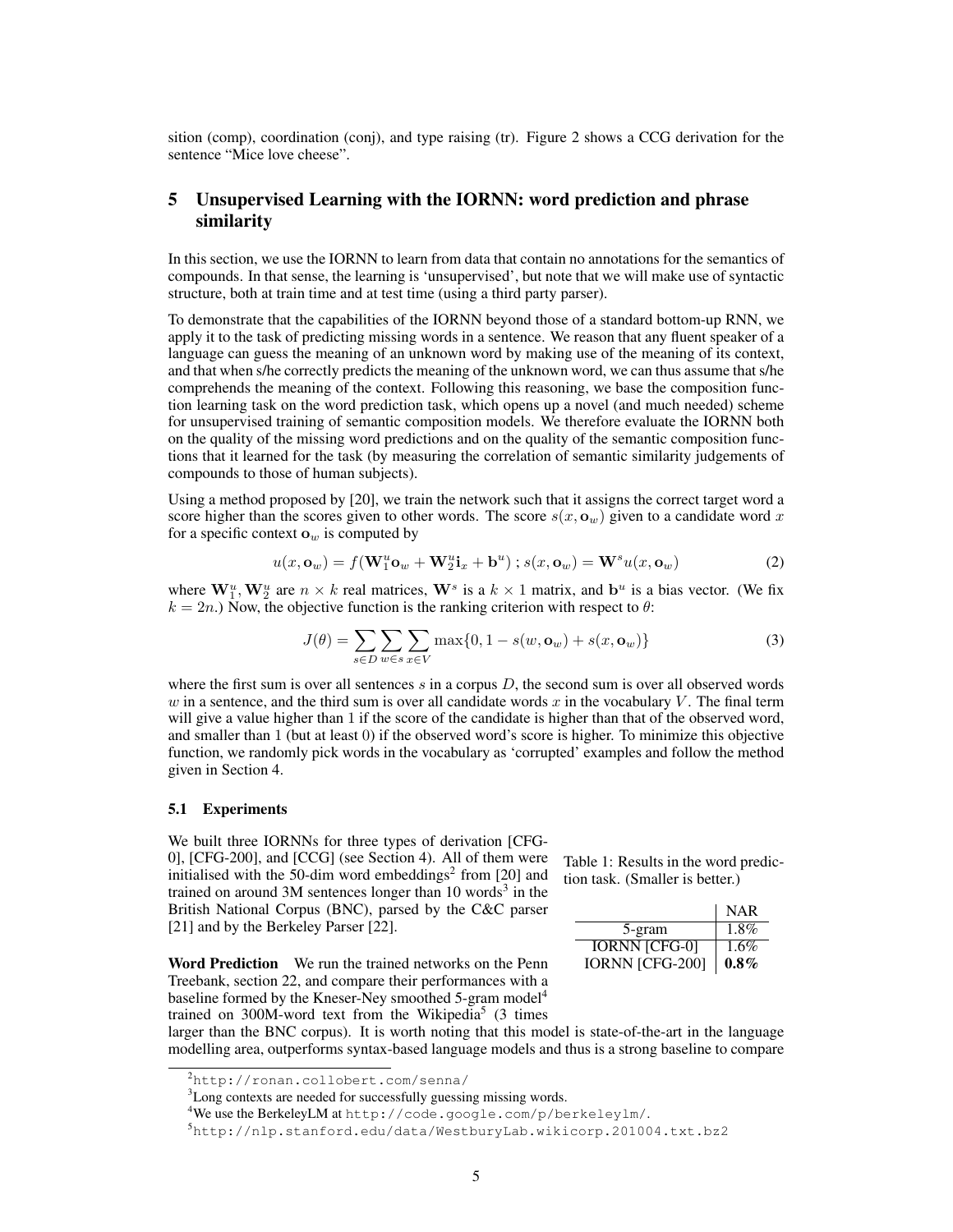sition (comp), coordination (conj), and type raising (tr). Figure 2 shows a CCG derivation for the sentence "Mice love cheese".

## 5 Unsupervised Learning with the IORNN: word prediction and phrase similarity

In this section, we use the IORNN to learn from data that contain no annotations for the semantics of compounds. In that sense, the learning is 'unsupervised', but note that we will make use of syntactic structure, both at train time and at test time (using a third party parser).

To demonstrate that the capabilities of the IORNN beyond those of a standard bottom-up RNN, we apply it to the task of predicting missing words in a sentence. We reason that any fluent speaker of a language can guess the meaning of an unknown word by making use of the meaning of its context, and that when s/he correctly predicts the meaning of the unknown word, we can thus assume that s/he comprehends the meaning of the context. Following this reasoning, we base the composition function learning task on the word prediction task, which opens up a novel (and much needed) scheme for unsupervised training of semantic composition models. We therefore evaluate the IORNN both on the quality of the missing word predictions and on the quality of the semantic composition functions that it learned for the task (by measuring the correlation of semantic similarity judgements of compounds to those of human subjects).

Using a method proposed by [20], we train the network such that it assigns the correct target word a score higher than the scores given to other words. The score $s(x, \mathbf{o}_w)$ given to a candidate word $x$ for a specific context $\mathbf{o}_w$ is computed by

$$u(x, \mathbf{o}_w) = f(\mathbf{W}^u_1 \mathbf{o}_w + \mathbf{W}^u_2 \mathbf{i}_x + \mathbf{b}^u) \; ; s(x, \mathbf{o}_w) = \mathbf{W}^s u(x, \mathbf{o}_w) \tag{2}$$

where $\mathbf{W}^u_1, \mathbf{W}^u_2$ are $n \times k$ real matrices, $\mathbf{W}^s$ is a $k \times 1$ matrix, and $\mathbf{b}^u$ is a bias vector. (We fix $k = 2n$.) Now, the objective function is the ranking criterion with respect to $\theta$:

$$J(\theta) = \sum_{s \in D} \sum_{w \in s} \sum_{x \in V} \max\{0, 1 - s(w, \mathbf{o}_w) + s(x, \mathbf{o}_w)\} \tag{3}$$

where the first sum is over all sentences $s$ in a corpus $D$, the second sum is over all observed words $w$ in a sentence, and the third sum is over all candidate words $x$ in the vocabulary $V$. The final term will give a value higher than 1 if the score of the candidate is higher than that of the observed word, and smaller than 1 (but at least 0) if the observed word's score is higher. To minimize this objective function, we randomly pick words in the vocabulary as 'corrupted' examples and follow the method given in Section 4.

### 5.1 Experiments

We built three IORNNs for three types of derivation [CFG-0], [CFG-200], and [CCG] (see Section 4). All of them were initialised with the 50-dim word embeddings[2] from [20] and trained on around 3M sentences longer than 10 words[3] in the British National Corpus (BNC), parsed by the C&C parser [21] and by the Berkeley Parser [22].

Table 1: Results in the word prediction task. (Smaller is better.)

| | NAR |
|---|---|
| 5-gram | 1.8% |
| IORNN [CFG-0] | 1.6% |
| IORNN [CFG-200] | **0.8%** |

**Word Prediction** We run the trained networks on the Penn Treebank, section 22, and compare their performances with a baseline formed by the Kneser-Ney smoothed 5-gram model[4] trained on 300M-word text from the Wikipedia[5] (3 times larger than the BNC corpus). It is worth noting that this model is state-of-the-art in the language modelling area, outperforms syntax-based language models and thus is a strong baseline to compare

[2] http://ronan.collobert.com/senna/

[3] Long contexts are needed for successfully guessing missing words.

[4] We use the BerkeleyLM at http://code.google.com/p/berkeleylm/.

[5] http://nlp.stanford.edu/data/WestburyLab.wikicorp.201004.txt.bz2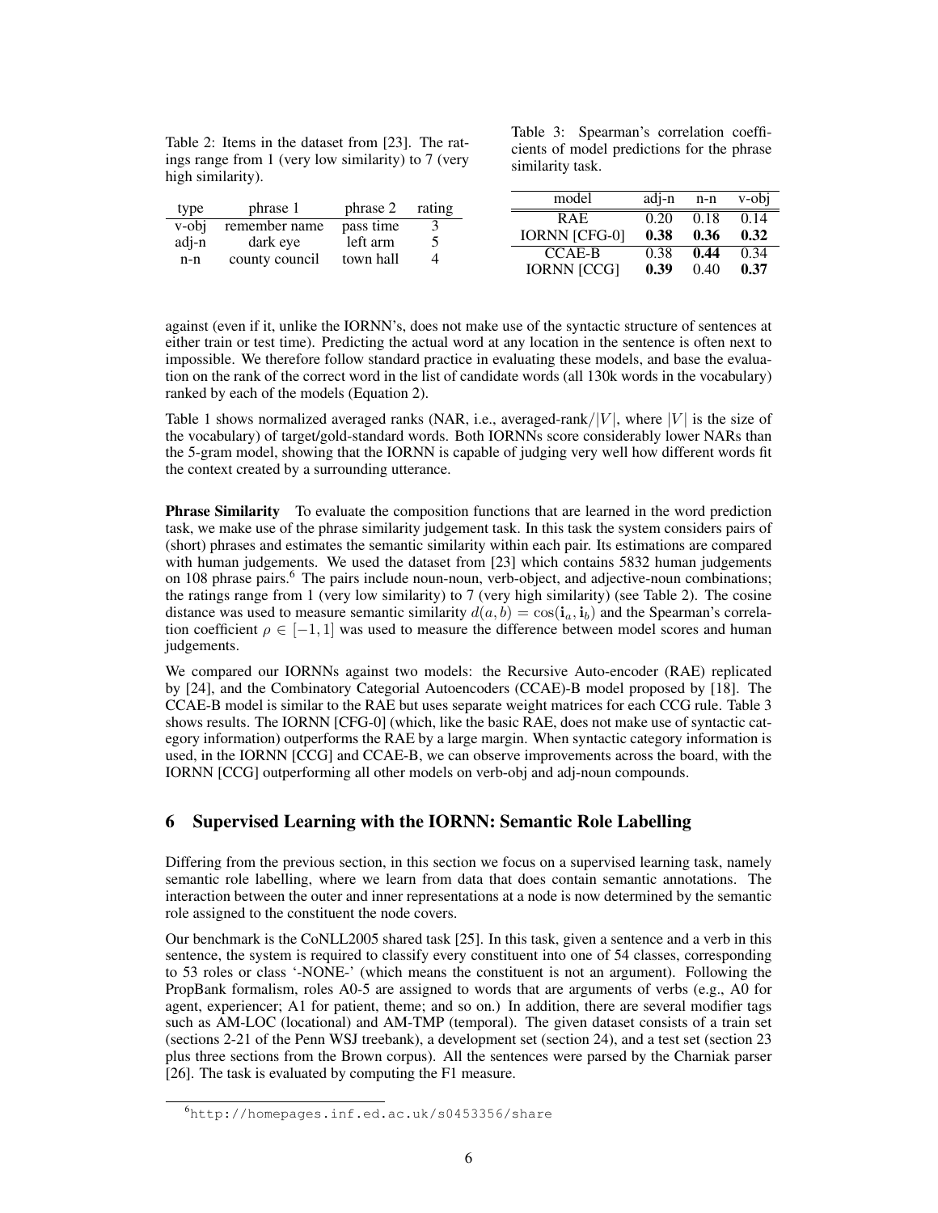Table 2: Items in the dataset from [23]. The ratings range from 1 (very low similarity) to 7 (very high similarity).

| type | phrase 1 | phrase 2 | rating |
|---|---|---|---|
| v-obj | remember name | pass time | 3 |
| adj-n | dark eye | left arm | 5 |
| n-n | county council | town hall | 4 |

Table 3: Spearman's correlation coefficients of model predictions for the phrase similarity task.

| model | adj-n | n-n | v-obj |
|---|---|---|---|
| RAE | 0.20 | 0.18 | 0.14 |
| IORNN [CFG-0] | **0.38** | **0.36** | **0.32** |
| CCAE-B | 0.38 | **0.44** | 0.34 |
| IORNN [CCG] | **0.39** | 0.40 | **0.37** |

against (even if it, unlike the IORNN's, does not make use of the syntactic structure of sentences at either train or test time). Predicting the actual word at any location in the sentence is often next to impossible. We therefore follow standard practice in evaluating these models, and base the evaluation on the rank of the correct word in the list of candidate words (all 130k words in the vocabulary) ranked by each of the models (Equation 2).

Table 1 shows normalized averaged ranks (NAR, i.e., averaged-rank/$|V|$, where $|V|$ is the size of the vocabulary) of target/gold-standard words. Both IORNNs score considerably lower NARs than the 5-gram model, showing that the IORNN is capable of judging very well how different words fit the context created by a surrounding utterance.

**Phrase Similarity** To evaluate the composition functions that are learned in the word prediction task, we make use of the phrase similarity judgement task. In this task the system considers pairs of (short) phrases and estimates the semantic similarity within each pair. Its estimations are compared with human judgements. We used the dataset from [23] which contains 5832 human judgements on 108 phrase pairs.[6] The pairs include noun-noun, verb-object, and adjective-noun combinations; the ratings range from 1 (very low similarity) to 7 (very high similarity) (see Table 2). The cosine distance was used to measure semantic similarity $d(a, b) = \cos(\mathbf{i}_a, \mathbf{i}_b)$ and the Spearman's correlation coefficient $\rho \in [-1, 1]$ was used to measure the difference between model scores and human judgements.

We compared our IORNNs against two models: the Recursive Auto-encoder (RAE) replicated by [24], and the Combinatory Categorial Autoencoders (CCAE)-B model proposed by [18]. The CCAE-B model is similar to the RAE but uses separate weight matrices for each CCG rule. Table 3 shows results. The IORNN [CFG-0] (which, like the basic RAE, does not make use of syntactic category information) outperforms the RAE by a large margin. When syntactic category information is used, in the IORNN [CCG] and CCAE-B, we can observe improvements across the board, with the IORNN [CCG] outperforming all other models on verb-obj and adj-noun compounds.

## 6 Supervised Learning with the IORNN: Semantic Role Labelling

Differing from the previous section, in this section we focus on a supervised learning task, namely semantic role labelling, where we learn from data that does contain semantic annotations. The interaction between the outer and inner representations at a node is now determined by the semantic role assigned to the constituent the node covers.

Our benchmark is the CoNLL2005 shared task [25]. In this task, given a sentence and a verb in this sentence, the system is required to classify every constituent into one of 54 classes, corresponding to 53 roles or class '-NONE-' (which means the constituent is not an argument). Following the PropBank formalism, roles A0-5 are assigned to words that are arguments of verbs (e.g., A0 for agent, experiencer; A1 for patient, theme; and so on.) In addition, there are several modifier tags such as AM-LOC (locational) and AM-TMP (temporal). The given dataset consists of a train set (sections 2-21 of the Penn WSJ treebank), a development set (section 24), and a test set (section 23 plus three sections from the Brown corpus). All the sentences were parsed by the Charniak parser [26]. The task is evaluated by computing the F1 measure.

[6] http://homepages.inf.ed.ac.uk/s0453356/share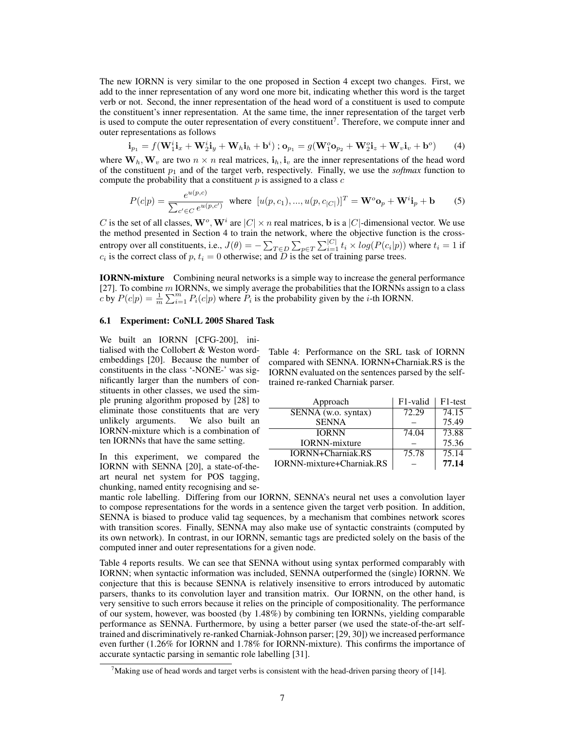The new IORNN is very similar to the one proposed in Section 4 except two changes. First, we add to the inner representation of any word one more bit, indicating whether this word is the target verb or not. Second, the inner representation of the head word of a constituent is used to compute the constituent's inner representation. At the same time, the inner representation of the target verb is used to compute the outer representation of every constituent[7]. Therefore, we compute inner and outer representations as follows

$$\mathbf{i}_{p_1} = f(\mathbf{W}_1^i \mathbf{i}_x + \mathbf{W}_2^i \mathbf{i}_y + \mathbf{W}_h \mathbf{i}_h + \mathbf{b}^i)\,;\, \mathbf{o}_{p_1} = g(\mathbf{W}_1^o \mathbf{o}_{p_2} + \mathbf{W}_2^o \mathbf{i}_z + \mathbf{W}_v \mathbf{i}_v + \mathbf{b}^o) \quad (4)$$

where $\mathbf{W}_h, \mathbf{W}_v$ are two $n \times n$ real matrices, $\mathbf{i}_h, \mathbf{i}_v$ are the inner representations of the head word of the constituent $p_1$ and of the target verb, respectively. Finally, we use the *softmax* function to compute the probability that a constituent $p$ is assigned to a class $c$

$$P(c|p) = \frac{e^{u(p,c)}}{\sum_{c' \in C} e^{u(p,c')}} \text{ where } [u(p,c_1),...,u(p,c_{|C|})]^T = \mathbf{W}^o \mathbf{o}_p + \mathbf{W}^i \mathbf{i}_p + \mathbf{b} \quad (5)$$

$C$ is the set of all classes, $\mathbf{W}^o, \mathbf{W}^i$ are $|C| \times n$ real matrices, $\mathbf{b}$ is a $|C|$-dimensional vector. We use the method presented in Section 4 to train the network, where the objective function is the cross-entropy over all constituents, i.e., $J(\theta) = -\sum_{T \in D} \sum_{p \in T} \sum_{i=1}^{|C|} t_i \times log(P(c_i|p))$ where $t_i = 1$ if $c_i$ is the correct class of $p$, $t_i = 0$ otherwise; and $D$ is the set of training parse trees.

**IORNN-mixture** Combining neural networks is a simple way to increase the general performance [27]. To combine $m$ IORNNs, we simply average the probabilities that the IORNNs assign to a class $c$ by $P(c|p) = \frac{1}{m} \sum_{i=1}^{m} P_i(c|p)$ where $P_i$ is the probability given by the $i$-th IORNN.

### 6.1 Experiment: CoNLL 2005 Shared Task

We built an IORNN [CFG-200], initialised with the Collobert & Weston word-embeddings [20]. Because the number of constituents in the class '-NONE-' was significantly larger than the numbers of constituents in other classes, we used the simple pruning algorithm proposed by [28] to eliminate those constituents that are very unlikely arguments. We also built an IORNN-mixture which is a combination of ten IORNNs that have the same setting.

In this experiment, we compared the IORNN with SENNA [20], a state-of-the-art neural net system for POS tagging, chunking, named entity recognising and semantic role labelling. Differing from our IORNN, SENNA's neural net uses a convolution layer to compose representations for the words in a sentence given the target verb position. In addition, SENNA is biased to produce valid tag sequences, by a mechanism that combines network scores with transition scores. Finally, SENNA may also make use of syntactic constraints (computed by its own network). In contrast, in our IORNN, semantic tags are predicted solely on the basis of the computed inner and outer representations for a given node.

Table 4: Performance on the SRL task of IORNN compared with SENNA. IORNN+Charniak.RS is the IORNN evaluated on the sentences parsed by the self-trained re-ranked Charniak parser.

| Approach | F1-valid | F1-test |
|---|---|---|
| SENNA (w.o. syntax) | 72.29 | 74.15 |
| SENNA | – | 75.49 |
| IORNN | 74.04 | 73.88 |
| IORNN-mixture | – | 75.36 |
| IORNN+Charniak.RS | 75.78 | 75.14 |
| IORNN-mixture+Charniak.RS | – | **77.14** |

Table 4 reports results. We can see that SENNA without using syntax performed comparably with IORNN; when syntactic information was included, SENNA outperformed the (single) IORNN. We conjecture that this is because SENNA is relatively insensitive to errors introduced by automatic parsers, thanks to its convolution layer and transition matrix. Our IORNN, on the other hand, is very sensitive to such errors because it relies on the principle of compositionality. The performance of our system, however, was boosted (by 1.48%) by combining ten IORNNs, yielding comparable performance as SENNA. Furthermore, by using a better parser (we used the state-of-the-art self-trained and discriminatively re-ranked Charniak-Johnson parser; [29, 30]) we increased performance even further (1.26% for IORNN and 1.78% for IORNN-mixture). This confirms the importance of accurate syntactic parsing in semantic role labelling [31].

[7] Making use of head words and target verbs is consistent with the head-driven parsing theory of [14].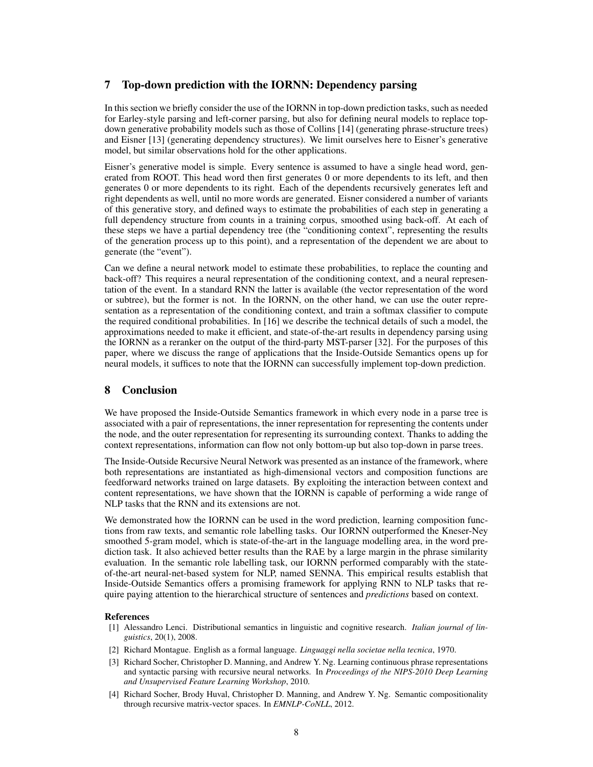## 7 Top-down prediction with the IORNN: Dependency parsing

In this section we briefly consider the use of the IORNN in top-down prediction tasks, such as needed for Earley-style parsing and left-corner parsing, but also for defining neural models to replace top-down generative probability models such as those of Collins [14] (generating phrase-structure trees) and Eisner [13] (generating dependency structures). We limit ourselves here to Eisner's generative model, but similar observations hold for the other applications.

Eisner's generative model is simple. Every sentence is assumed to have a single head word, generated from ROOT. This head word then first generates 0 or more dependents to its left, and then generates 0 or more dependents to its right. Each of the dependents recursively generates left and right dependents as well, until no more words are generated. Eisner considered a number of variants of this generative story, and defined ways to estimate the probabilities of each step in generating a full dependency structure from counts in a training corpus, smoothed using back-off. At each of these steps we have a partial dependency tree (the "conditioning context", representing the results of the generation process up to this point), and a representation of the dependent we are about to generate (the "event").

Can we define a neural network model to estimate these probabilities, to replace the counting and back-off? This requires a neural representation of the conditioning context, and a neural representation of the event. In a standard RNN the latter is available (the vector representation of the word or subtree), but the former is not. In the IORNN, on the other hand, we can use the outer representation as a representation of the conditioning context, and train a softmax classifier to compute the required conditional probabilities. In [16] we describe the technical details of such a model, the approximations needed to make it efficient, and state-of-the-art results in dependency parsing using the IORNN as a reranker on the output of the third-party MST-parser [32]. For the purposes of this paper, where we discuss the range of applications that the Inside-Outside Semantics opens up for neural models, it suffices to note that the IORNN can successfully implement top-down prediction.

## 8 Conclusion

We have proposed the Inside-Outside Semantics framework in which every node in a parse tree is associated with a pair of representations, the inner representation for representing the contents under the node, and the outer representation for representing its surrounding context. Thanks to adding the context representations, information can flow not only bottom-up but also top-down in parse trees.

The Inside-Outside Recursive Neural Network was presented as an instance of the framework, where both representations are instantiated as high-dimensional vectors and composition functions are feedforward networks trained on large datasets. By exploiting the interaction between context and content representations, we have shown that the IORNN is capable of performing a wide range of NLP tasks that the RNN and its extensions are not.

We demonstrated how the IORNN can be used in the word prediction, learning composition functions from raw texts, and semantic role labelling tasks. Our IORNN outperformed the Kneser-Ney smoothed 5-gram model, which is state-of-the-art in the language modelling area, in the word prediction task. It also achieved better results than the RAE by a large margin in the phrase similarity evaluation. In the semantic role labelling task, our IORNN performed comparably with the state-of-the-art neural-net-based system for NLP, named SENNA. This empirical results establish that Inside-Outside Semantics offers a promising framework for applying RNN to NLP tasks that require paying attention to the hierarchical structure of sentences and *predictions* based on context.

### References

[1] Alessandro Lenci. Distributional semantics in linguistic and cognitive research. *Italian journal of linguistics*, 20(1), 2008.

[2] Richard Montague. English as a formal language. *Linguaggi nella societae nella tecnica*, 1970.

[3] Richard Socher, Christopher D. Manning, and Andrew Y. Ng. Learning continuous phrase representations and syntactic parsing with recursive neural networks. In *Proceedings of the NIPS-2010 Deep Learning and Unsupervised Feature Learning Workshop*, 2010.

[4] Richard Socher, Brody Huval, Christopher D. Manning, and Andrew Y. Ng. Semantic compositionality through recursive matrix-vector spaces. In *EMNLP-CoNLL*, 2012.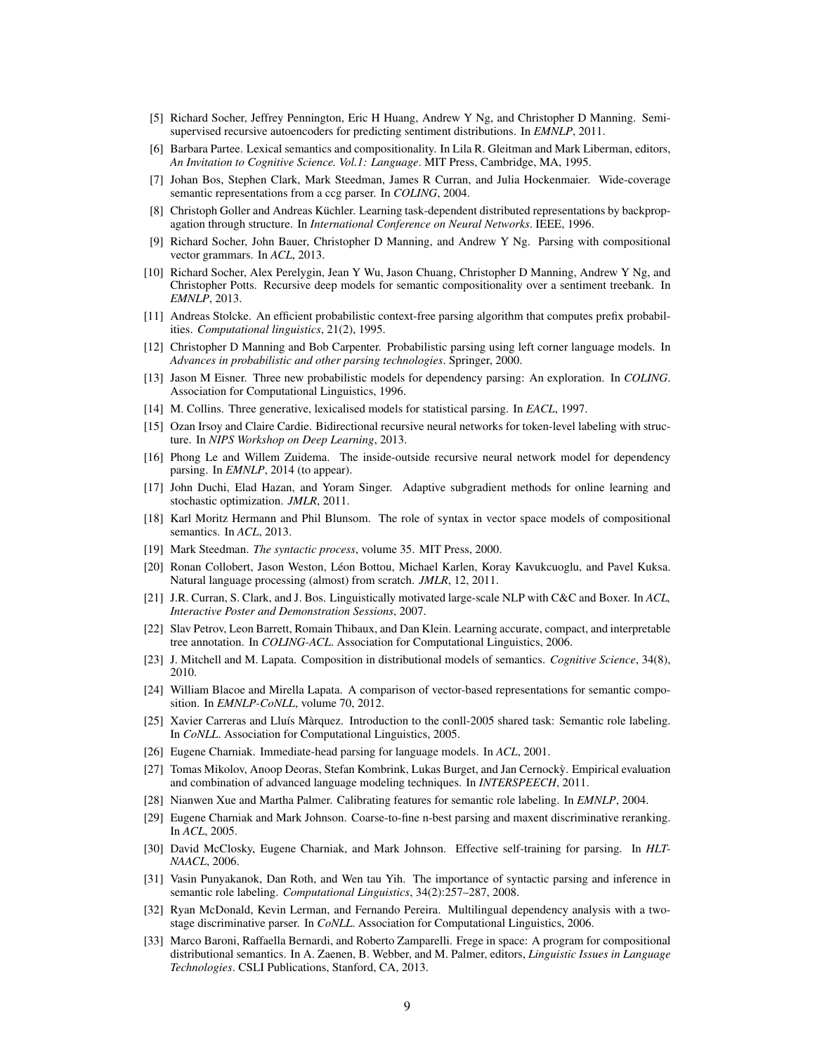[5] Richard Socher, Jeffrey Pennington, Eric H Huang, Andrew Y Ng, and Christopher D Manning. Semi-supervised recursive autoencoders for predicting sentiment distributions. In *EMNLP*, 2011.

[6] Barbara Partee. Lexical semantics and compositionality. In Lila R. Gleitman and Mark Liberman, editors, *An Invitation to Cognitive Science. Vol.1: Language*. MIT Press, Cambridge, MA, 1995.

[7] Johan Bos, Stephen Clark, Mark Steedman, James R Curran, and Julia Hockenmaier. Wide-coverage semantic representations from a ccg parser. In *COLING*, 2004.

[8] Christoph Goller and Andreas Küchler. Learning task-dependent distributed representations by backpropagation through structure. In *International Conference on Neural Networks*. IEEE, 1996.

[9] Richard Socher, John Bauer, Christopher D Manning, and Andrew Y Ng. Parsing with compositional vector grammars. In *ACL*, 2013.

[10] Richard Socher, Alex Perelygin, Jean Y Wu, Jason Chuang, Christopher D Manning, Andrew Y Ng, and Christopher Potts. Recursive deep models for semantic compositionality over a sentiment treebank. In *EMNLP*, 2013.

[11] Andreas Stolcke. An efficient probabilistic context-free parsing algorithm that computes prefix probabilities. *Computational linguistics*, 21(2), 1995.

[12] Christopher D Manning and Bob Carpenter. Probabilistic parsing using left corner language models. In *Advances in probabilistic and other parsing technologies*. Springer, 2000.

[13] Jason M Eisner. Three new probabilistic models for dependency parsing: An exploration. In *COLING*. Association for Computational Linguistics, 1996.

[14] M. Collins. Three generative, lexicalised models for statistical parsing. In *EACL*, 1997.

[15] Ozan Irsoy and Claire Cardie. Bidirectional recursive neural networks for token-level labeling with structure. In *NIPS Workshop on Deep Learning*, 2013.

[16] Phong Le and Willem Zuidema. The inside-outside recursive neural network model for dependency parsing. In *EMNLP*, 2014 (to appear).

[17] John Duchi, Elad Hazan, and Yoram Singer. Adaptive subgradient methods for online learning and stochastic optimization. *JMLR*, 2011.

[18] Karl Moritz Hermann and Phil Blunsom. The role of syntax in vector space models of compositional semantics. In *ACL*, 2013.

[19] Mark Steedman. *The syntactic process*, volume 35. MIT Press, 2000.

[20] Ronan Collobert, Jason Weston, Léon Bottou, Michael Karlen, Koray Kavukcuoglu, and Pavel Kuksa. Natural language processing (almost) from scratch. *JMLR*, 12, 2011.

[21] J.R. Curran, S. Clark, and J. Bos. Linguistically motivated large-scale NLP with C&C and Boxer. In *ACL, Interactive Poster and Demonstration Sessions*, 2007.

[22] Slav Petrov, Leon Barrett, Romain Thibaux, and Dan Klein. Learning accurate, compact, and interpretable tree annotation. In *COLING-ACL*. Association for Computational Linguistics, 2006.

[23] J. Mitchell and M. Lapata. Composition in distributional models of semantics. *Cognitive Science*, 34(8), 2010.

[24] William Blacoe and Mirella Lapata. A comparison of vector-based representations for semantic composition. In *EMNLP-CoNLL*, volume 70, 2012.

[25] Xavier Carreras and Lluís Màrquez. Introduction to the conll-2005 shared task: Semantic role labeling. In *CoNLL*. Association for Computational Linguistics, 2005.

[26] Eugene Charniak. Immediate-head parsing for language models. In *ACL*, 2001.

[27] Tomas Mikolov, Anoop Deoras, Stefan Kombrink, Lukas Burget, and Jan Cernockỳ. Empirical evaluation and combination of advanced language modeling techniques. In *INTERSPEECH*, 2011.

[28] Nianwen Xue and Martha Palmer. Calibrating features for semantic role labeling. In *EMNLP*, 2004.

[29] Eugene Charniak and Mark Johnson. Coarse-to-fine n-best parsing and maxent discriminative reranking. In *ACL*, 2005.

[30] David McClosky, Eugene Charniak, and Mark Johnson. Effective self-training for parsing. In *HLT-NAACL*, 2006.

[31] Vasin Punyakanok, Dan Roth, and Wen tau Yih. The importance of syntactic parsing and inference in semantic role labeling. *Computational Linguistics*, 34(2):257–287, 2008.

[32] Ryan McDonald, Kevin Lerman, and Fernando Pereira. Multilingual dependency analysis with a two-stage discriminative parser. In *CoNLL*. Association for Computational Linguistics, 2006.

[33] Marco Baroni, Raffaella Bernardi, and Roberto Zamparelli. Frege in space: A program for compositional distributional semantics. In A. Zaenen, B. Webber, and M. Palmer, editors, *Linguistic Issues in Language Technologies*. CSLI Publications, Stanford, CA, 2013.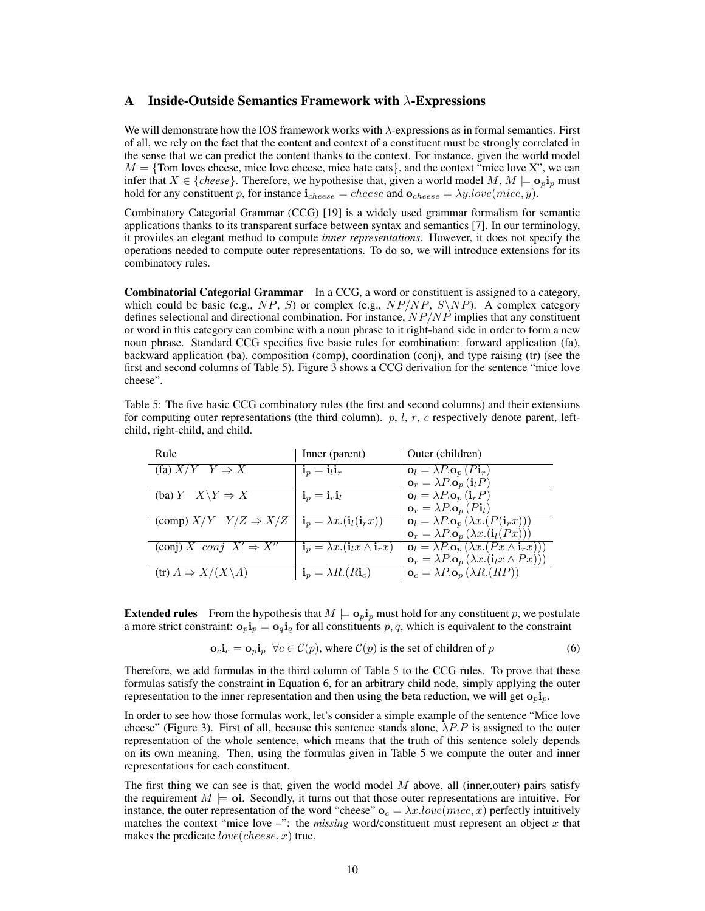## A Inside-Outside Semantics Framework with $\lambda$-Expressions

We will demonstrate how the IOS framework works with $\lambda$-expressions as in formal semantics. First of all, we rely on the fact that the content and context of a constituent must be strongly correlated in the sense that we can predict the content thanks to the context. For instance, given the world model $M = \{$Tom loves cheese, mice love cheese, mice hate cats$\}$, and the context "mice love X", we can infer that $X \in \{cheese\}$. Therefore, we hypothesise that, given a world model $M$, $M \models \mathbf{o}_p \mathbf{i}_p$ must hold for any constituent $p$, for instance $\mathbf{i}_{cheese} = cheese$ and $\mathbf{o}_{cheese} = \lambda y.love(mice, y)$.

Combinatory Categorial Grammar (CCG) [19] is a widely used grammar formalism for semantic applications thanks to its transparent surface between syntax and semantics [7]. In our terminology, it provides an elegant method to compute *inner representations*. However, it does not specify the operations needed to compute outer representations. To do so, we will introduce extensions for its combinatory rules.

**Combinatorial Categorial Grammar** In a CCG, a word or constituent is assigned to a category, which could be basic (e.g., $NP$, $S$) or complex (e.g., $NP/NP$, $S\backslash NP$). A complex category defines selectional and directional combination. For instance, $NP/NP$ implies that any constituent or word in this category can combine with a noun phrase to it right-hand side in order to form a new noun phrase. Standard CCG specifies five basic rules for combination: forward application (fa), backward application (ba), composition (comp), coordination (conj), and type raising (tr) (see the first and second columns of Table 5). Figure 3 shows a CCG derivation for the sentence "mice love cheese".

Table 5: The five basic CCG combinatory rules (the first and second columns) and their extensions for computing outer representations (the third column). $p$, $l$, $r$, $c$ respectively denote parent, left-child, right-child, and child.

| Rule | Inner (parent) | Outer (children) |
|---|---|---|
| (fa) $X/Y \quad Y \Rightarrow X$ | $\mathbf{i}_p = \mathbf{i}_l \mathbf{i}_r$ | $\mathbf{o}_l = \lambda P.\mathbf{o}_p\,(P\mathbf{i}_r)$ <br> $\mathbf{o}_r = \lambda P.\mathbf{o}_p\,(\mathbf{i}_l P)$ |
| (ba) $Y \quad X\backslash Y \Rightarrow X$ | $\mathbf{i}_p = \mathbf{i}_r \mathbf{i}_l$ | $\mathbf{o}_l = \lambda P.\mathbf{o}_p\,(\mathbf{i}_r P)$ <br> $\mathbf{o}_r = \lambda P.\mathbf{o}_p\,(P\mathbf{i}_l)$ |
| (comp) $X/Y \quad Y/Z \Rightarrow X/Z$ | $\mathbf{i}_p = \lambda x.(\mathbf{i}_l(\mathbf{i}_r x))$ | $\mathbf{o}_l = \lambda P.\mathbf{o}_p\,(\lambda x.(P(\mathbf{i}_r x)))$ <br> $\mathbf{o}_r = \lambda P.\mathbf{o}_p\,(\lambda x.(\mathbf{i}_l(Px)))$ |
| (conj) $X \ \ conj \ \ X' \Rightarrow X''$ | $\mathbf{i}_p = \lambda x.(\mathbf{i}_l x \wedge \mathbf{i}_r x)$ | $\mathbf{o}_l = \lambda P.\mathbf{o}_p\,(\lambda x.(Px \wedge \mathbf{i}_r x)))$ <br> $\mathbf{o}_r = \lambda P.\mathbf{o}_p\,(\lambda x.(\mathbf{i}_l x \wedge Px)))$ |
| (tr) $A \Rightarrow X/(X\backslash A)$ | $\mathbf{i}_p = \lambda R.(R\mathbf{i}_c)$ | $\mathbf{o}_c = \lambda P.\mathbf{o}_p\,(\lambda R.(RP))$ |

**Extended rules** From the hypothesis that $M \models \mathbf{o}_p \mathbf{i}_p$ must hold for any constituent $p$, we postulate a more strict constraint: $\mathbf{o}_p \mathbf{i}_p = \mathbf{o}_q \mathbf{i}_q$ for all constituents $p, q$, which is equivalent to the constraint

$$\mathbf{o}_c \mathbf{i}_c = \mathbf{o}_p \mathbf{i}_p \ \ \forall c \in \mathcal{C}(p), \text{ where } \mathcal{C}(p) \text{ is the set of children of } p \tag{6}$$

Therefore, we add formulas in the third column of Table 5 to the CCG rules. To prove that these formulas satisfy the constraint in Equation 6, for an arbitrary child node, simply applying the outer representation to the inner representation and then using the beta reduction, we will get $\mathbf{o}_p \mathbf{i}_p$.

In order to see how those formulas work, let's consider a simple example of the sentence "Mice love cheese" (Figure 3). First of all, because this sentence stands alone, $\lambda P.P$ is assigned to the outer representation of the whole sentence, which means that the truth of this sentence solely depends on its own meaning. Then, using the formulas given in Table 5 we compute the outer and inner representations for each constituent.

The first thing we can see is that, given the world model $M$ above, all (inner,outer) pairs satisfy the requirement $M \models \mathbf{oi}$. Secondly, it turns out that those outer representations are intuitive. For instance, the outer representation of the word "cheese" $\mathbf{o}_c = \lambda x.love(mice, x)$ perfectly intuitively matches the context "mice love –": the *missing* word/constituent must represent an object $x$ that makes the predicate $love(cheese, x)$ true.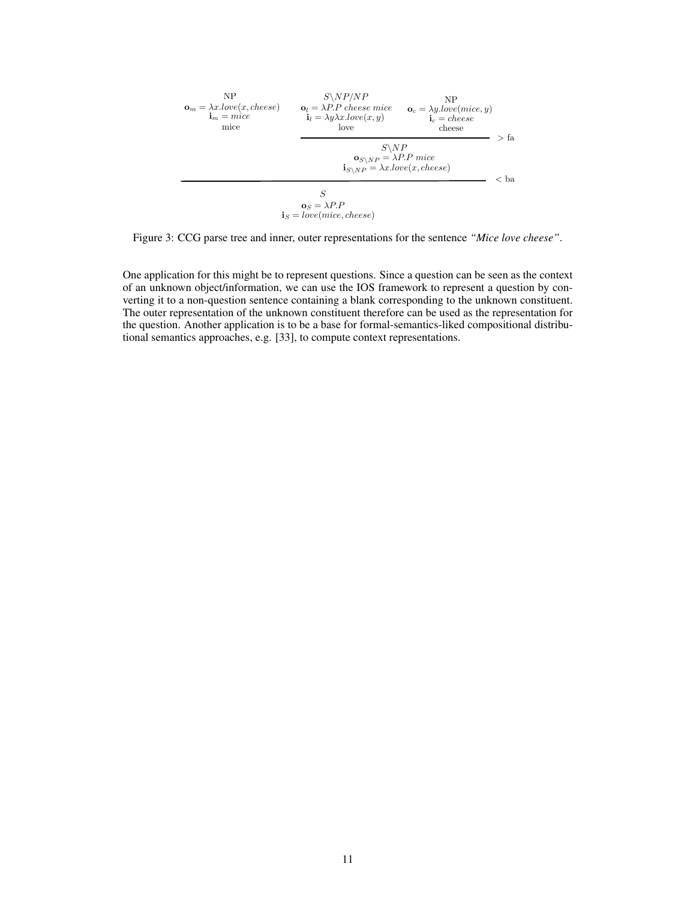NP
$\mathbf{o}_m = \lambda x.love(x, cheese)$
$\mathbf{i}_m = mice$
mice

$S\backslash NP/NP$
$\mathbf{o}_l = \lambda P.P\ cheese\ mice$
$\mathbf{i}_l = \lambda y \lambda x.love(x, y)$
love

NP
$\mathbf{o}_c = \lambda y.love(mice, y)$
$\mathbf{i}_c = cheese$
cheese

$>$ fa

$S\backslash NP$
$\mathbf{o}_{S\backslash NP} = \lambda P.P\ mice$
$\mathbf{i}_{S\backslash NP} = \lambda x.love(x, cheese)$

$<$ ba

$S$
$\mathbf{o}_S = \lambda P.P$
$\mathbf{i}_S = love(mice, cheese)$

Figure 3: CCG parse tree and inner, outer representations for the sentence *"Mice love cheese"*.

One application for this might be to represent questions. Since a question can be seen as the context of an unknown object/information, we can use the IOS framework to represent a question by converting it to a non-question sentence containing a blank corresponding to the unknown constituent. The outer representation of the unknown constituent therefore can be used as the representation for the question. Another application is to be a base for formal-semantics-liked compositional distributional semantics approaches, e.g. [33], to compute context representations.